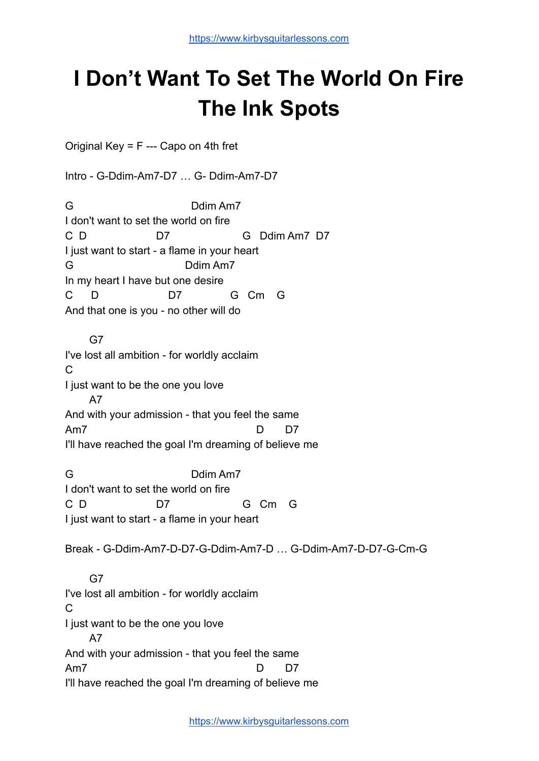# I Don't Want To Set The World On Fire
# The Ink Spots

Original Key = F --- Capo on 4th fret

Intro - G-Ddim-Am7-D7 … G- Ddim-Am7-D7

```
G                            Ddim Am7
I don't want to set the world on fire
C  D                D7                  G   Ddim Am7  D7
I just want to start - a flame in your heart
G                           Ddim Am7
In my heart I have but one desire
C      D                  D7            G   Cm    G
And that one is you - no other will do

      G7
I've lost all ambition - for worldly acclaim
C
I just want to be the one you love
      A7
And with your admission - that you feel the same
Am7                                          D       D7
I'll have reached the goal I'm dreaming of believe me

G                            Ddim Am7
I don't want to set the world on fire
C  D                D7                  G   Cm    G
I just want to start - a flame in your heart
```

Break - G-Ddim-Am7-D-D7-G-Ddim-Am7-D … G-Ddim-Am7-D-D7-G-Cm-G

```
      G7
I've lost all ambition - for worldly acclaim
C
I just want to be the one you love
      A7
And with your admission - that you feel the same
Am7                                          D       D7
I'll have reached the goal I'm dreaming of believe me
```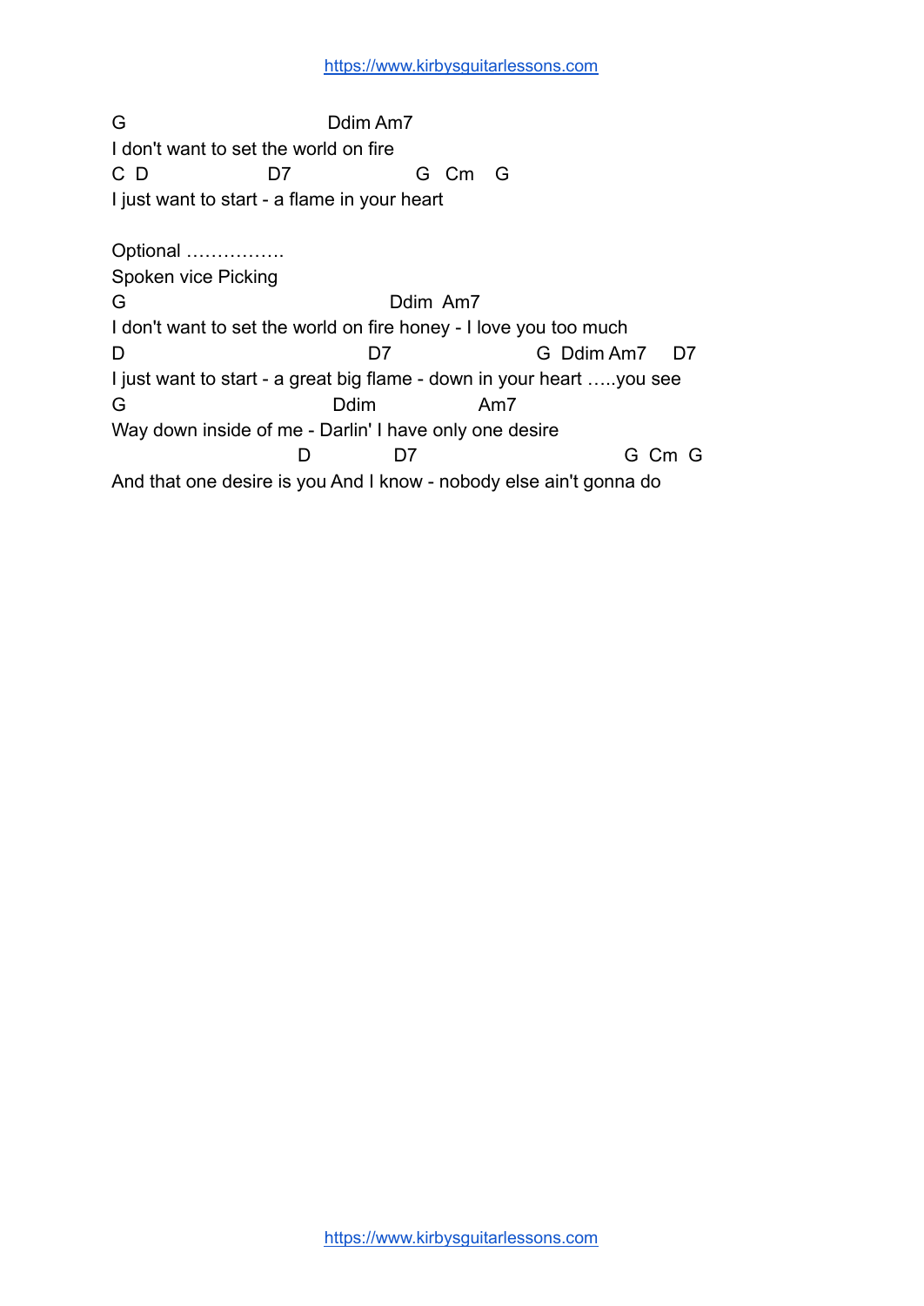```
G                         Ddim Am7
I don't want to set the world on fire
C  D              D7              G   Cm   G
I just want to start - a flame in your heart
```

Optional …………….
Spoken vice Picking

```
G                                  Ddim  Am7
I don't want to set the world on fire honey - I love you too much
D                             D7                    G  Ddim Am7     D7
I just want to start - a great big flame - down in your heart …..you see
G                         Ddim            Am7
Way down inside of me - Darlin' I have only one desire
                      D            D7                         G  Cm  G
And that one desire is you And I know - nobody else ain't gonna do
```